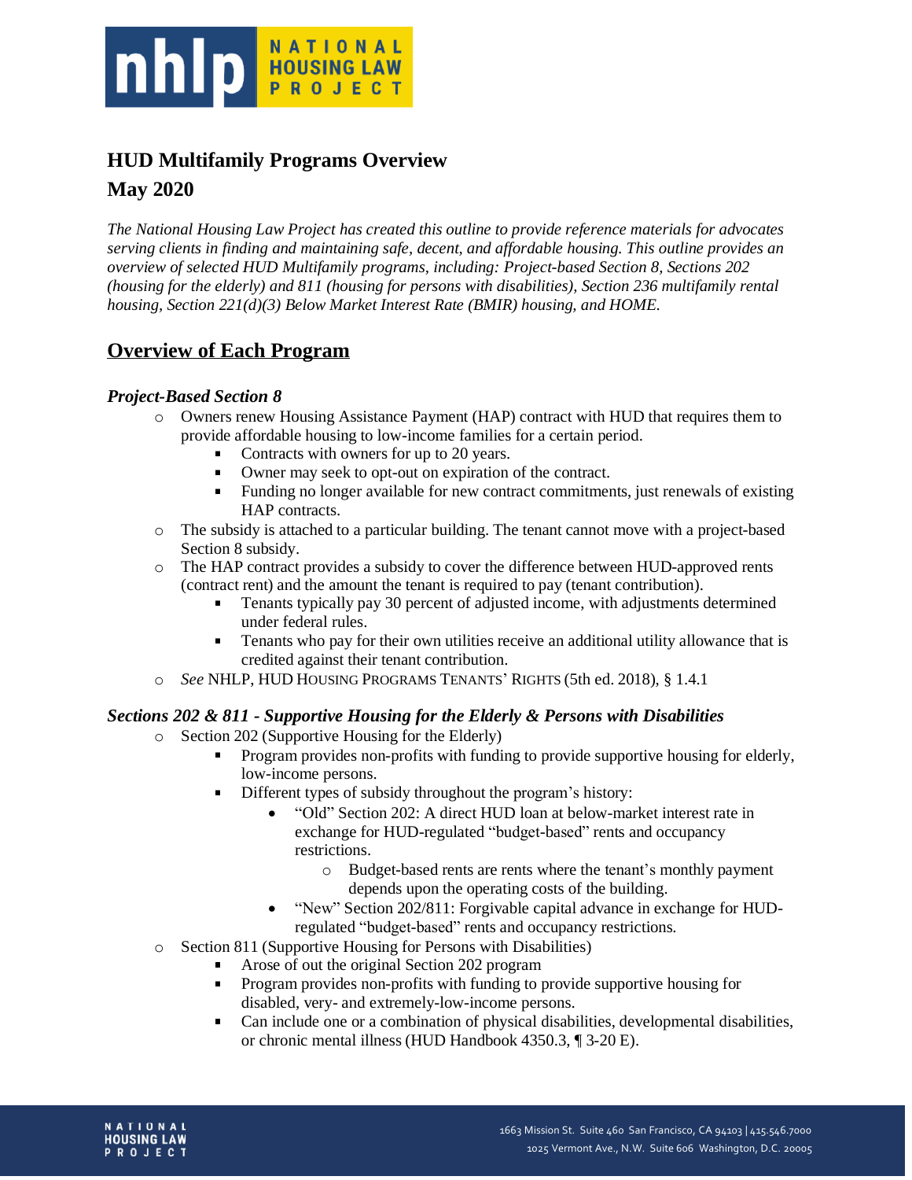# HUD Multifamily Programs Overview

## May 2020

*The National Housing Law Project has created this outline to provide reference materials for advocates serving clients in finding and maintaining safe, decent, and affordable housing. This outline provides an overview of selected HUD Multifamily programs, including: Project-based Section 8, Sections 202 (housing for the elderly) and 811 (housing for persons with disabilities), Section 236 multifamily rental housing, Section 221(d)(3) Below Market Interest Rate (BMIR) housing, and HOME.*

## <u>Overview of Each Program</u>

### *Project-Based Section 8*

- Owners renew Housing Assistance Payment (HAP) contract with HUD that requires them to provide affordable housing to low-income families for a certain period.
  - Contracts with owners for up to 20 years.
  - Owner may seek to opt-out on expiration of the contract.
  - Funding no longer available for new contract commitments, just renewals of existing HAP contracts.
- The subsidy is attached to a particular building. The tenant cannot move with a project-based Section 8 subsidy.
- The HAP contract provides a subsidy to cover the difference between HUD-approved rents (contract rent) and the amount the tenant is required to pay (tenant contribution).
  - Tenants typically pay 30 percent of adjusted income, with adjustments determined under federal rules.
  - Tenants who pay for their own utilities receive an additional utility allowance that is credited against their tenant contribution.
- *See* NHLP, HUD HOUSING PROGRAMS TENANTS' RIGHTS (5th ed. 2018), § 1.4.1

### *Sections 202 & 811 - Supportive Housing for the Elderly & Persons with Disabilities*

- Section 202 (Supportive Housing for the Elderly)
  - Program provides non-profits with funding to provide supportive housing for elderly, low-income persons.
  - Different types of subsidy throughout the program's history:
    - "Old" Section 202: A direct HUD loan at below-market interest rate in exchange for HUD-regulated "budget-based" rents and occupancy restrictions.
      - Budget-based rents are rents where the tenant's monthly payment depends upon the operating costs of the building.
    - "New" Section 202/811: Forgivable capital advance in exchange for HUD-regulated "budget-based" rents and occupancy restrictions.
- Section 811 (Supportive Housing for Persons with Disabilities)
  - Arose of out the original Section 202 program
  - Program provides non-profits with funding to provide supportive housing for disabled, very- and extremely-low-income persons.
  - Can include one or a combination of physical disabilities, developmental disabilities, or chronic mental illness (HUD Handbook 4350.3, ¶ 3-20 E).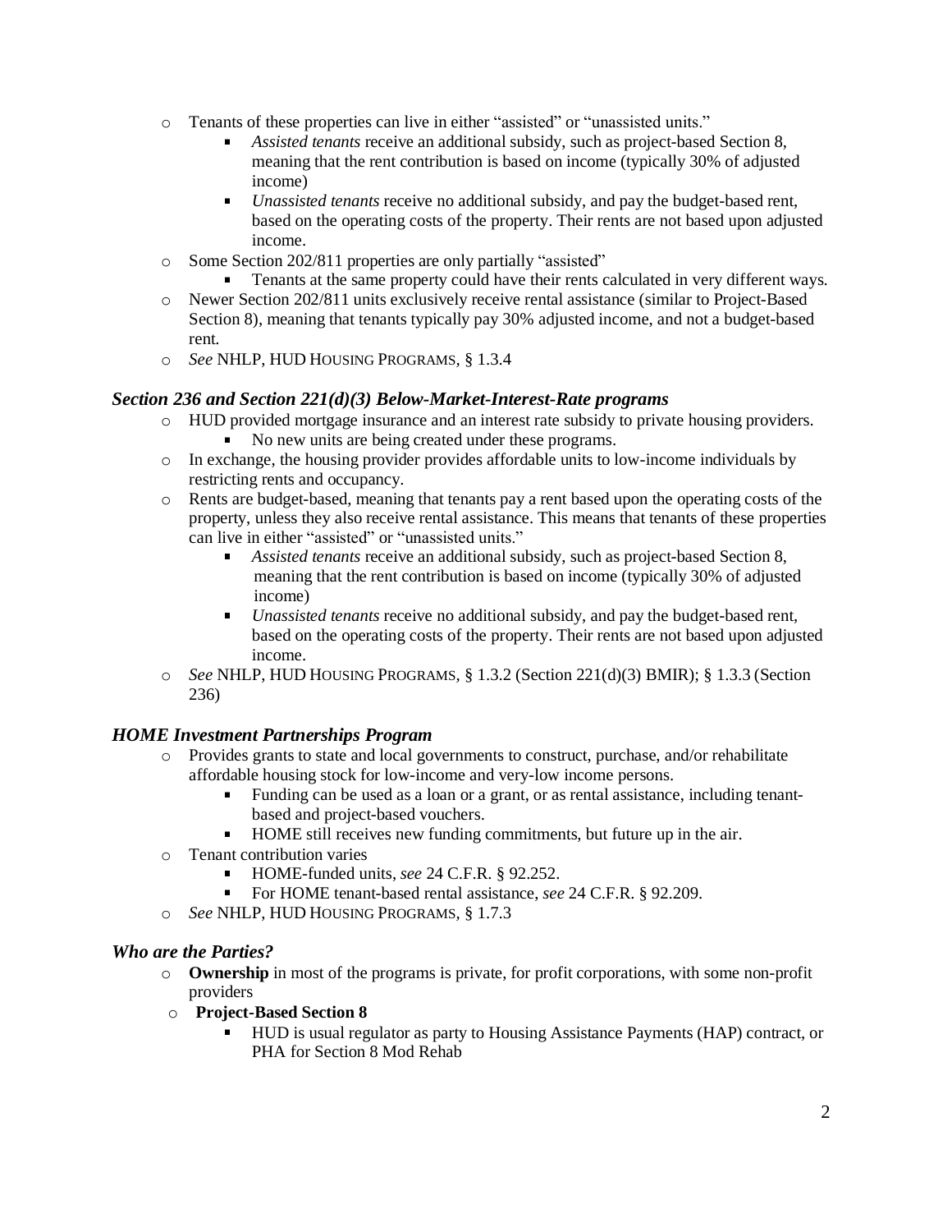- Tenants of these properties can live in either "assisted" or "unassisted units."
  - *Assisted tenants* receive an additional subsidy, such as project-based Section 8, meaning that the rent contribution is based on income (typically 30% of adjusted income)
  - *Unassisted tenants* receive no additional subsidy, and pay the budget-based rent, based on the operating costs of the property. Their rents are not based upon adjusted income.
- Some Section 202/811 properties are only partially "assisted"
  - Tenants at the same property could have their rents calculated in very different ways.
- Newer Section 202/811 units exclusively receive rental assistance (similar to Project-Based Section 8), meaning that tenants typically pay 30% adjusted income, and not a budget-based rent.
- *See* NHLP, HUD HOUSING PROGRAMS, § 1.3.4

### *Section 236 and Section 221(d)(3) Below-Market-Interest-Rate programs*

- HUD provided mortgage insurance and an interest rate subsidy to private housing providers.
  - No new units are being created under these programs.
- In exchange, the housing provider provides affordable units to low-income individuals by restricting rents and occupancy.
- Rents are budget-based, meaning that tenants pay a rent based upon the operating costs of the property, unless they also receive rental assistance. This means that tenants of these properties can live in either "assisted" or "unassisted units."
  - *Assisted tenants* receive an additional subsidy, such as project-based Section 8, meaning that the rent contribution is based on income (typically 30% of adjusted income)
  - *Unassisted tenants* receive no additional subsidy, and pay the budget-based rent, based on the operating costs of the property. Their rents are not based upon adjusted income.
- *See* NHLP, HUD HOUSING PROGRAMS, § 1.3.2 (Section 221(d)(3) BMIR); § 1.3.3 (Section 236)

### *HOME Investment Partnerships Program*

- Provides grants to state and local governments to construct, purchase, and/or rehabilitate affordable housing stock for low-income and very-low income persons.
  - Funding can be used as a loan or a grant, or as rental assistance, including tenant-based and project-based vouchers.
  - HOME still receives new funding commitments, but future up in the air.
- Tenant contribution varies
  - HOME-funded units, *see* 24 C.F.R. § 92.252.
  - For HOME tenant-based rental assistance, *see* 24 C.F.R. § 92.209.
- *See* NHLP, HUD HOUSING PROGRAMS, § 1.7.3

### *Who are the Parties?*

- **Ownership** in most of the programs is private, for profit corporations, with some non-profit providers
- **Project-Based Section 8**
  - HUD is usual regulator as party to Housing Assistance Payments (HAP) contract, or PHA for Section 8 Mod Rehab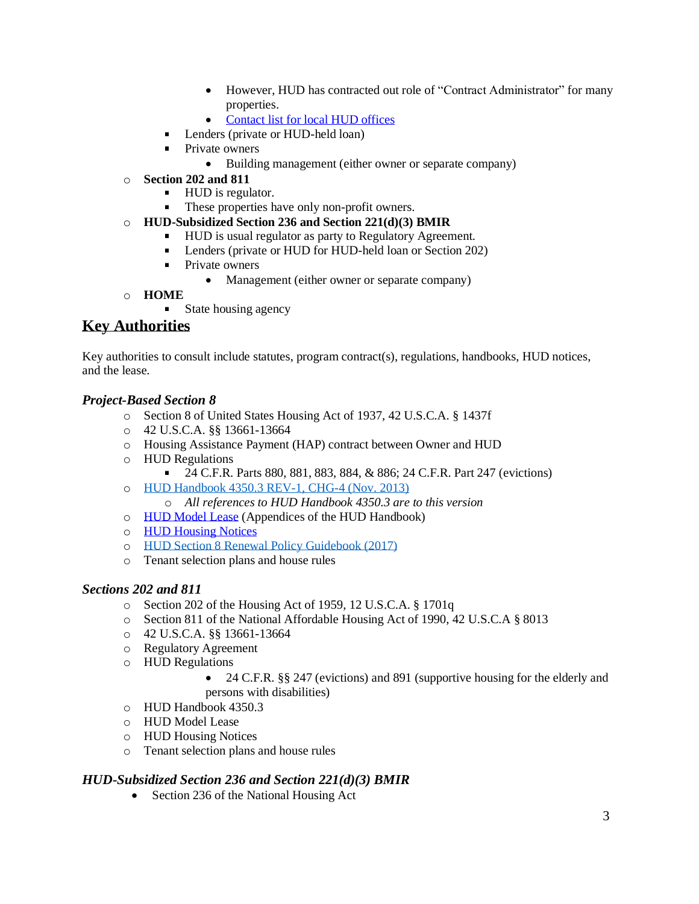- However, HUD has contracted out role of “Contract Administrator” for many properties.
        - [Contact list for local HUD offices]()
    - Lenders (private or HUD-held loan)
    - Private owners
        - Building management (either owner or separate company)
- **Section 202 and 811**
    - HUD is regulator.
    - These properties have only non-profit owners.
- **HUD-Subsidized Section 236 and Section 221(d)(3) BMIR**
    - HUD is usual regulator as party to Regulatory Agreement.
    - Lenders (private or HUD for HUD-held loan or Section 202)
    - Private owners
        - Management (either owner or separate company)
- **HOME**
    - State housing agency

## Key Authorities

Key authorities to consult include statutes, program contract(s), regulations, handbooks, HUD notices, and the lease.

### *Project-Based Section 8*

- Section 8 of United States Housing Act of 1937, 42 U.S.C.A. § 1437f
- 42 U.S.C.A. §§ 13661-13664
- Housing Assistance Payment (HAP) contract between Owner and HUD
- HUD Regulations
    - 24 C.F.R. Parts 880, 881, 883, 884, & 886; 24 C.F.R. Part 247 (evictions)
- [HUD Handbook 4350.3 REV-1, CHG-4 (Nov. 2013)]()
    - *All references to HUD Handbook 4350.3 are to this version*
- [HUD Model Lease]() (Appendices of the HUD Handbook)
- [HUD Housing Notices]()
- [HUD Section 8 Renewal Policy Guidebook (2017)]()
- Tenant selection plans and house rules

### *Sections 202 and 811*

- Section 202 of the Housing Act of 1959, 12 U.S.C.A. § 1701q
- Section 811 of the National Affordable Housing Act of 1990, 42 U.S.C.A § 8013
- 42 U.S.C.A. §§ 13661-13664
- Regulatory Agreement
- HUD Regulations
    - 24 C.F.R. §§ 247 (evictions) and 891 (supportive housing for the elderly and persons with disabilities)
- HUD Handbook 4350.3
- HUD Model Lease
- HUD Housing Notices
- Tenant selection plans and house rules

### *HUD-Subsidized Section 236 and Section 221(d)(3) BMIR*

- Section 236 of the National Housing Act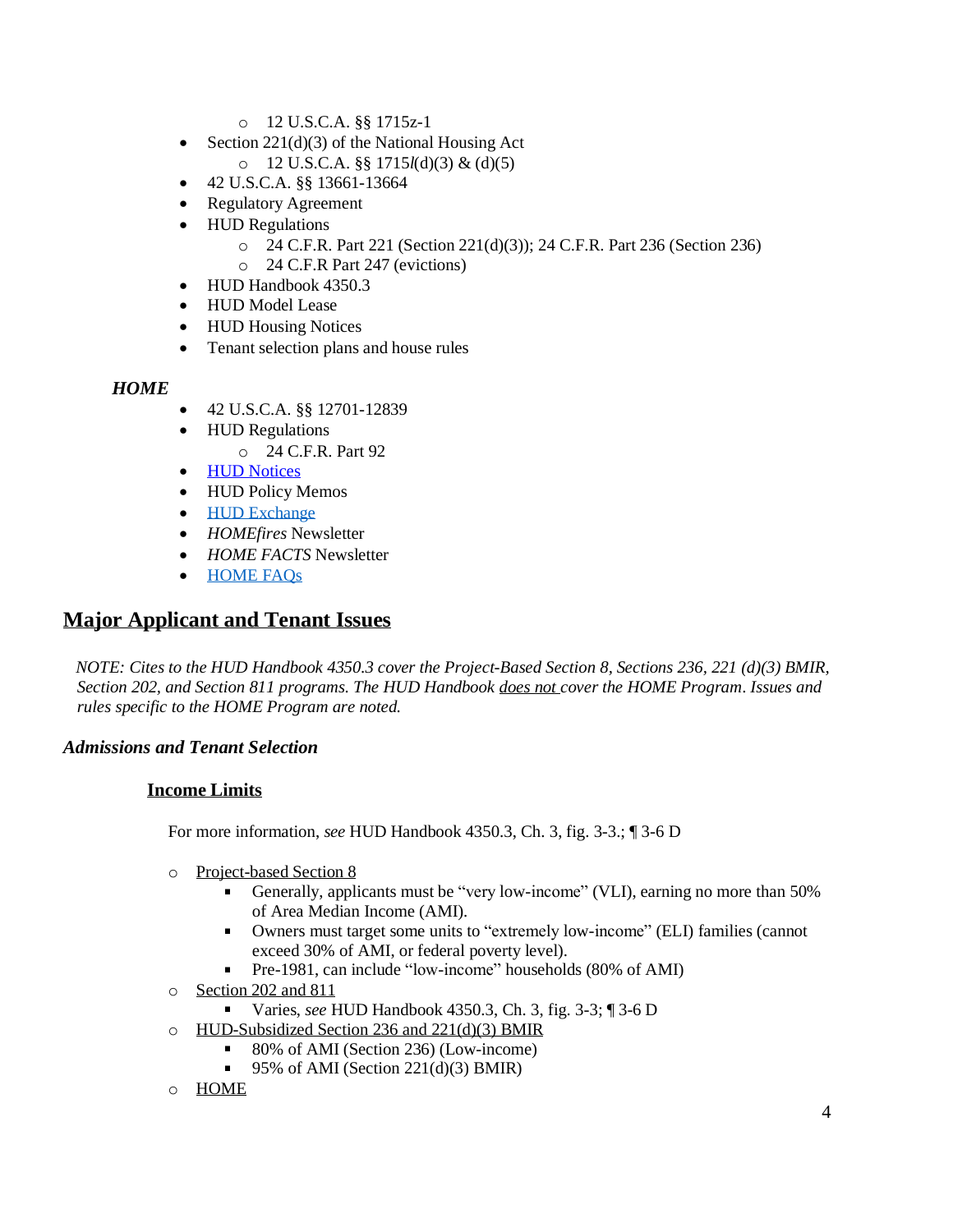- 12 U.S.C.A. §§ 1715z-1
- Section 221(d)(3) of the National Housing Act
  - 12 U.S.C.A. §§ 1715*l*(d)(3) & (d)(5)
- 42 U.S.C.A. §§ 13661-13664
- Regulatory Agreement
- HUD Regulations
  - 24 C.F.R. Part 221 (Section 221(d)(3)); 24 C.F.R. Part 236 (Section 236)
  - 24 C.F.R Part 247 (evictions)
- HUD Handbook 4350.3
- HUD Model Lease
- HUD Housing Notices
- Tenant selection plans and house rules

***HOME***

- 42 U.S.C.A. §§ 12701-12839
- HUD Regulations
  - 24 C.F.R. Part 92
- HUD Notices
- HUD Policy Memos
- HUD Exchange
- *HOMEfires* Newsletter
- *HOME FACTS* Newsletter
- HOME FAQs

## Major Applicant and Tenant Issues

*NOTE: Cites to the HUD Handbook 4350.3 cover the Project-Based Section 8, Sections 236, 221 (d)(3) BMIR, Section 202, and Section 811 programs. The HUD Handbook does not cover the HOME Program. Issues and rules specific to the HOME Program are noted.*

### *Admissions and Tenant Selection*

#### Income Limits

For more information, *see* HUD Handbook 4350.3, Ch. 3, fig. 3-3.; ¶ 3-6 D

- Project-based Section 8
  - Generally, applicants must be "very low-income" (VLI), earning no more than 50% of Area Median Income (AMI).
  - Owners must target some units to "extremely low-income" (ELI) families (cannot exceed 30% of AMI, or federal poverty level).
  - Pre-1981, can include "low-income" households (80% of AMI)
- Section 202 and 811
  - Varies, *see* HUD Handbook 4350.3, Ch. 3, fig. 3-3; ¶ 3-6 D
- HUD-Subsidized Section 236 and 221(d)(3) BMIR
  - 80% of AMI (Section 236) (Low-income)
  - 95% of AMI (Section 221(d)(3) BMIR)
- HOME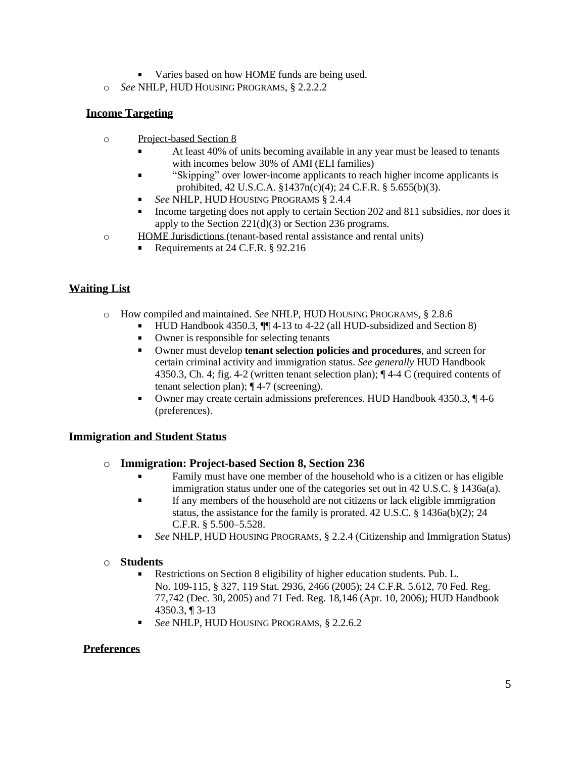- Varies based on how HOME funds are being used.
- *See* NHLP, HUD HOUSING PROGRAMS, § 2.2.2.2

## Income Targeting

- Project-based Section 8
  - At least 40% of units becoming available in any year must be leased to tenants with incomes below 30% of AMI (ELI families)
  - "Skipping" over lower-income applicants to reach higher income applicants is prohibited, 42 U.S.C.A. §1437n(c)(4); 24 C.F.R. § 5.655(b)(3).
  - *See* NHLP, HUD HOUSING PROGRAMS § 2.4.4
  - Income targeting does not apply to certain Section 202 and 811 subsidies, nor does it apply to the Section 221(d)(3) or Section 236 programs.
- HOME Jurisdictions (tenant-based rental assistance and rental units)
  - Requirements at 24 C.F.R. § 92.216

## Waiting List

- How compiled and maintained. *See* NHLP, HUD HOUSING PROGRAMS, § 2.8.6
  - HUD Handbook 4350.3, ¶¶ 4-13 to 4-22 (all HUD-subsidized and Section 8)
  - Owner is responsible for selecting tenants
  - Owner must develop **tenant selection policies and procedures**, and screen for certain criminal activity and immigration status. *See generally* HUD Handbook 4350.3, Ch. 4; fig. 4-2 (written tenant selection plan); ¶ 4-4 C (required contents of tenant selection plan); ¶ 4-7 (screening).
  - Owner may create certain admissions preferences. HUD Handbook 4350.3, ¶ 4-6 (preferences).

## Immigration and Student Status

- **Immigration: Project-based Section 8, Section 236**
  - Family must have one member of the household who is a citizen or has eligible immigration status under one of the categories set out in 42 U.S.C. § 1436a(a).
  - If any members of the household are not citizens or lack eligible immigration status, the assistance for the family is prorated. 42 U.S.C. § 1436a(b)(2); 24 C.F.R. § 5.500–5.528.
  - *See* NHLP, HUD HOUSING PROGRAMS, § 2.2.4 (Citizenship and Immigration Status)

- **Students**
  - Restrictions on Section 8 eligibility of higher education students. Pub. L. No. 109-115, § 327, 119 Stat. 2936, 2466 (2005); 24 C.F.R. 5.612, 70 Fed. Reg. 77,742 (Dec. 30, 2005) and 71 Fed. Reg. 18,146 (Apr. 10, 2006); HUD Handbook 4350.3, ¶ 3-13
  - *See* NHLP, HUD HOUSING PROGRAMS, § 2.2.6.2

## Preferences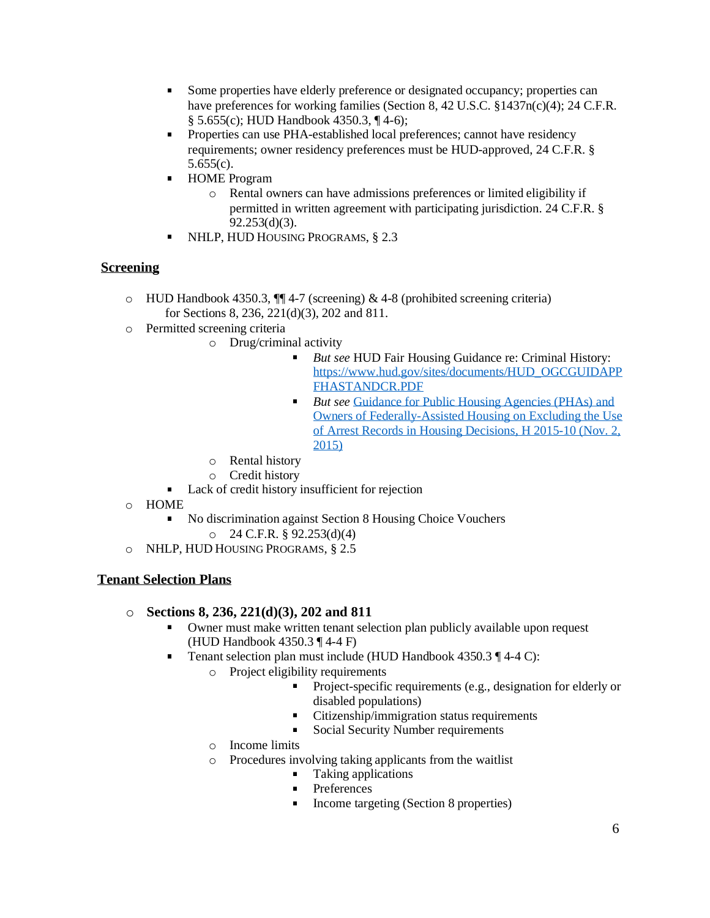- Some properties have elderly preference or designated occupancy; properties can have preferences for working families (Section 8, 42 U.S.C. §1437n(c)(4); 24 C.F.R. § 5.655(c); HUD Handbook 4350.3, ¶ 4-6);
  - Properties can use PHA-established local preferences; cannot have residency requirements; owner residency preferences must be HUD-approved, 24 C.F.R. § 5.655(c).
  - HOME Program
    - Rental owners can have admissions preferences or limited eligibility if permitted in written agreement with participating jurisdiction. 24 C.F.R. § 92.253(d)(3).
  - NHLP, HUD HOUSING PROGRAMS, § 2.3

**<u>Screening</u>**

- HUD Handbook 4350.3, ¶¶ 4-7 (screening) & 4-8 (prohibited screening criteria) for Sections 8, 236, 221(d)(3), 202 and 811.
- Permitted screening criteria
  - Drug/criminal activity
    - *But see* HUD Fair Housing Guidance re: Criminal History: [https://www.hud.gov/sites/documents/HUD_OGCGUIDAPPFHASTANDCR.PDF](https://www.hud.gov/sites/documents/HUD_OGCGUIDAPPFHASTANDCR.PDF)
    - *But see* [Guidance for Public Housing Agencies (PHAs) and Owners of Federally-Assisted Housing on Excluding the Use of Arrest Records in Housing Decisions, H 2015-10 (Nov. 2, 2015)]()
  - Rental history
  - Credit history
  - Lack of credit history insufficient for rejection
- HOME
  - No discrimination against Section 8 Housing Choice Vouchers
    - 24 C.F.R. § 92.253(d)(4)
- NHLP, HUD HOUSING PROGRAMS, § 2.5

**<u>Tenant Selection Plans</u>**

- **Sections 8, 236, 221(d)(3), 202 and 811**
  - Owner must make written tenant selection plan publicly available upon request (HUD Handbook 4350.3 ¶ 4-4 F)
  - Tenant selection plan must include (HUD Handbook 4350.3 ¶ 4-4 C):
    - Project eligibility requirements
      - Project-specific requirements (e.g., designation for elderly or disabled populations)
      - Citizenship/immigration status requirements
      - Social Security Number requirements
    - Income limits
    - Procedures involving taking applicants from the waitlist
      - Taking applications
      - Preferences
      - Income targeting (Section 8 properties)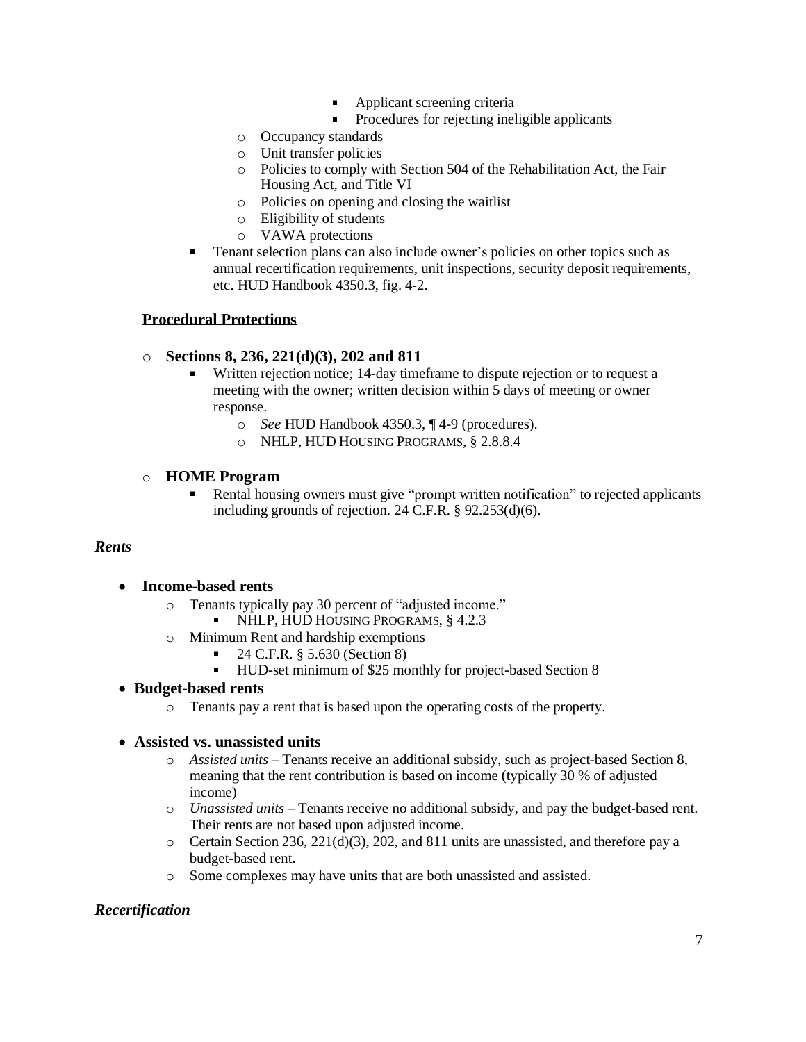- Applicant screening criteria
        - Procedures for rejecting ineligible applicants
    - Occupancy standards
    - Unit transfer policies
    - Policies to comply with Section 504 of the Rehabilitation Act, the Fair Housing Act, and Title VI
    - Policies on opening and closing the waitlist
    - Eligibility of students
    - VAWA protections
  - Tenant selection plans can also include owner's policies on other topics such as annual recertification requirements, unit inspections, security deposit requirements, etc. HUD Handbook 4350.3, fig. 4-2.

**Procedural Protections**

- **Sections 8, 236, 221(d)(3), 202 and 811**
  - Written rejection notice; 14-day timeframe to dispute rejection or to request a meeting with the owner; written decision within 5 days of meeting or owner response.
    - *See* HUD Handbook 4350.3, ¶ 4-9 (procedures).
    - NHLP, HUD HOUSING PROGRAMS, § 2.8.8.4

- **HOME Program**
  - Rental housing owners must give "prompt written notification" to rejected applicants including grounds of rejection. 24 C.F.R. § 92.253(d)(6).

*Rents*

- **Income-based rents**
  - Tenants typically pay 30 percent of "adjusted income."
    - NHLP, HUD HOUSING PROGRAMS, § 4.2.3
  - Minimum Rent and hardship exemptions
    - 24 C.F.R. § 5.630 (Section 8)
    - HUD-set minimum of $25 monthly for project-based Section 8
- **Budget-based rents**
  - Tenants pay a rent that is based upon the operating costs of the property.

- **Assisted vs. unassisted units**
  - *Assisted units* – Tenants receive an additional subsidy, such as project-based Section 8, meaning that the rent contribution is based on income (typically 30 % of adjusted income)
  - *Unassisted units* – Tenants receive no additional subsidy, and pay the budget-based rent. Their rents are not based upon adjusted income.
  - Certain Section 236, 221(d)(3), 202, and 811 units are unassisted, and therefore pay a budget-based rent.
  - Some complexes may have units that are both unassisted and assisted.

*Recertification*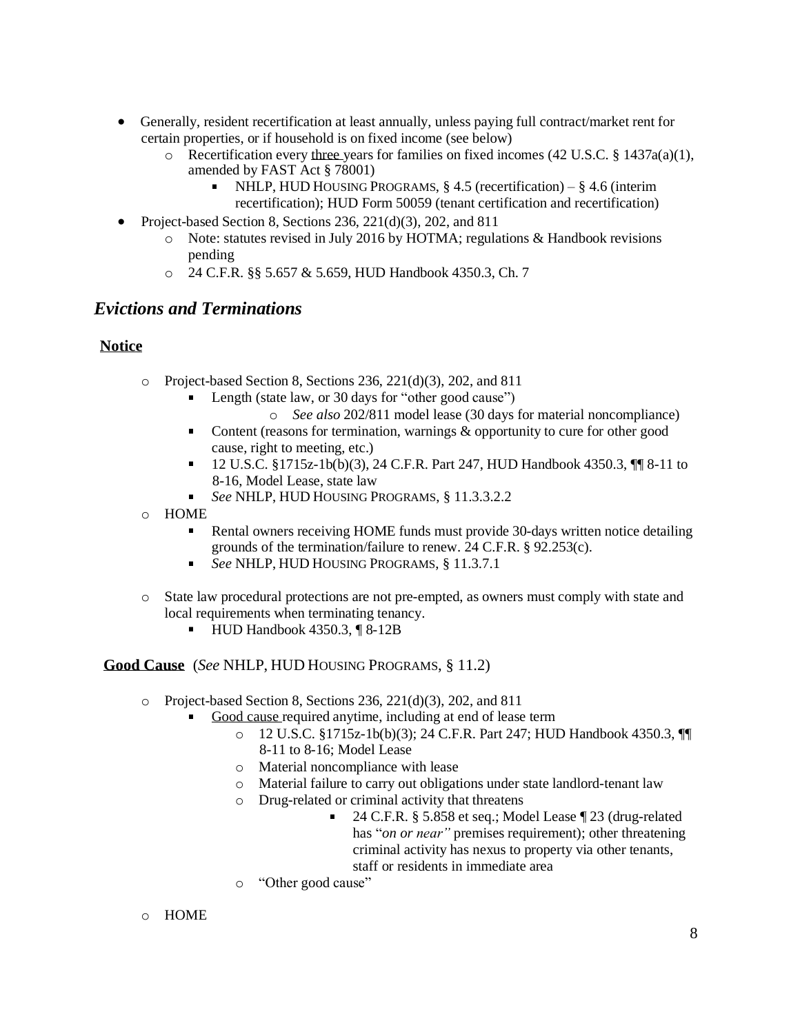- Generally, resident recertification at least annually, unless paying full contract/market rent for certain properties, or if household is on fixed income (see below)
    - Recertification every <u>three</u> years for families on fixed incomes (42 U.S.C. § 1437a(a)(1), amended by FAST Act § 78001)
        - NHLP, HUD HOUSING PROGRAMS, § 4.5 (recertification) – § 4.6 (interim recertification); HUD Form 50059 (tenant certification and recertification)
- Project-based Section 8, Sections 236, 221(d)(3), 202, and 811
    - Note: statutes revised in July 2016 by HOTMA; regulations & Handbook revisions pending
    - 24 C.F.R. §§ 5.657 & 5.659, HUD Handbook 4350.3, Ch. 7

## *Evictions and Terminations*

### <u>Notice</u>

- Project-based Section 8, Sections 236, 221(d)(3), 202, and 811
    - Length (state law, or 30 days for "other good cause")
        - *See also* 202/811 model lease (30 days for material noncompliance)
    - Content (reasons for termination, warnings & opportunity to cure for other good cause, right to meeting, etc.)
    - 12 U.S.C. §1715z-1b(b)(3), 24 C.F.R. Part 247, HUD Handbook 4350.3, ¶¶ 8-11 to 8-16, Model Lease, state law
    - *See* NHLP, HUD HOUSING PROGRAMS, § 11.3.3.2.2
- HOME
    - Rental owners receiving HOME funds must provide 30-days written notice detailing grounds of the termination/failure to renew. 24 C.F.R. § 92.253(c).
    - *See* NHLP, HUD HOUSING PROGRAMS, § 11.3.7.1
- State law procedural protections are not pre-empted, as owners must comply with state and local requirements when terminating tenancy.
    - HUD Handbook 4350.3, ¶ 8-12B

### <u>Good Cause</u> (*See* NHLP, HUD HOUSING PROGRAMS, § 11.2)

- Project-based Section 8, Sections 236, 221(d)(3), 202, and 811
    - <u>Good cause</u> required anytime, including at end of lease term
        - 12 U.S.C. §1715z-1b(b)(3); 24 C.F.R. Part 247; HUD Handbook 4350.3, ¶¶ 8-11 to 8-16; Model Lease
        - Material noncompliance with lease
        - Material failure to carry out obligations under state landlord-tenant law
        - Drug-related or criminal activity that threatens
            - 24 C.F.R. § 5.858 et seq.; Model Lease ¶ 23 (drug-related has "*on or near"* premises requirement); other threatening criminal activity has nexus to property via other tenants, staff or residents in immediate area
        - "Other good cause"
- HOME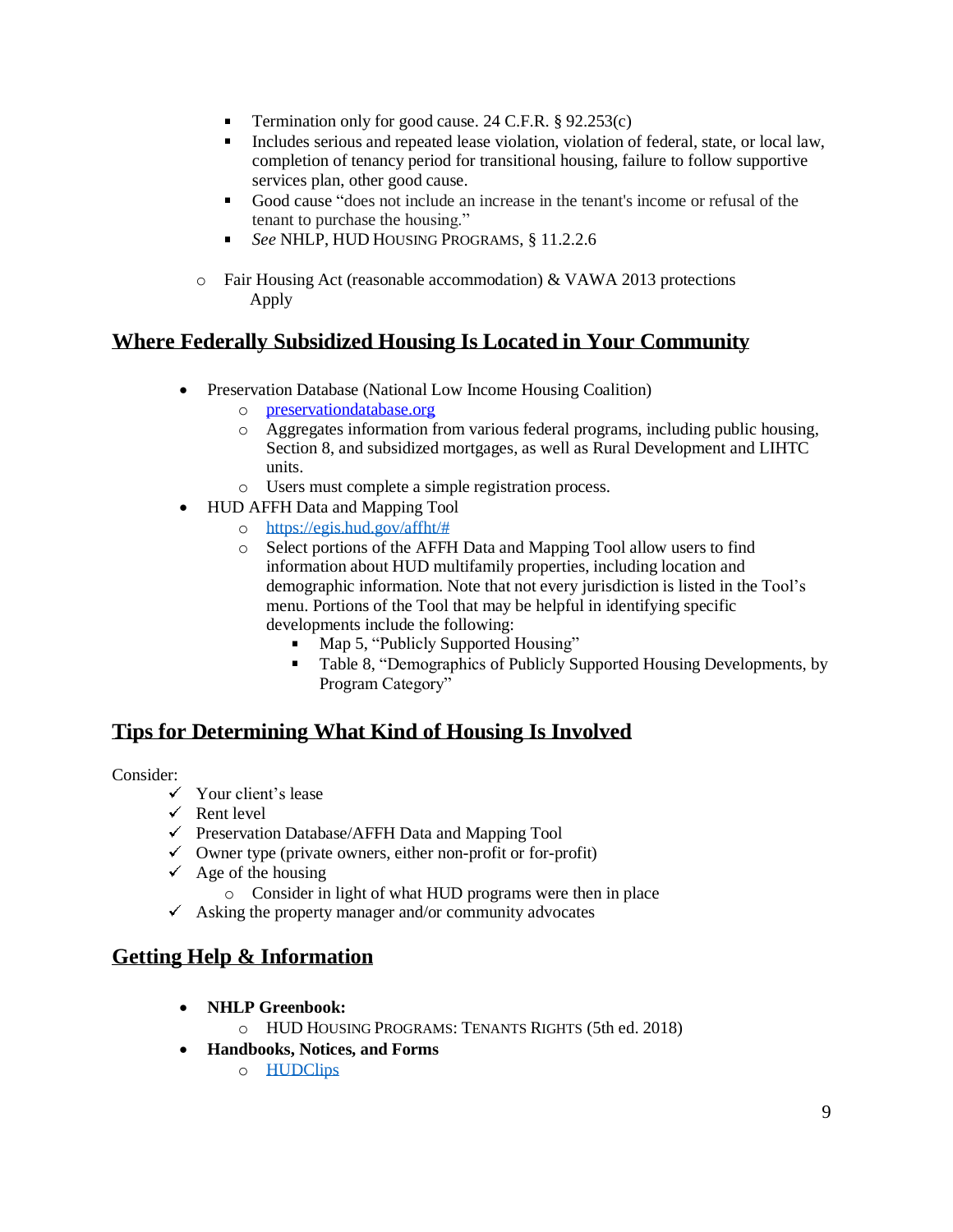- Termination only for good cause. 24 C.F.R. § 92.253(c)
    - Includes serious and repeated lease violation, violation of federal, state, or local law, completion of tenancy period for transitional housing, failure to follow supportive services plan, other good cause.
    - Good cause "does not include an increase in the tenant's income or refusal of the tenant to purchase the housing."
    - *See* NHLP, HUD HOUSING PROGRAMS, § 11.2.2.6

  - Fair Housing Act (reasonable accommodation) & VAWA 2013 protections Apply

## Where Federally Subsidized Housing Is Located in Your Community

- Preservation Database (National Low Income Housing Coalition)
  - [preservationdatabase.org](preservationdatabase.org)
  - Aggregates information from various federal programs, including public housing, Section 8, and subsidized mortgages, as well as Rural Development and LIHTC units.
  - Users must complete a simple registration process.
- HUD AFFH Data and Mapping Tool
  - [https://egis.hud.gov/affht/#](https://egis.hud.gov/affht/#)
  - Select portions of the AFFH Data and Mapping Tool allow users to find information about HUD multifamily properties, including location and demographic information. Note that not every jurisdiction is listed in the Tool's menu. Portions of the Tool that may be helpful in identifying specific developments include the following:
    - Map 5, "Publicly Supported Housing"
    - Table 8, "Demographics of Publicly Supported Housing Developments, by Program Category"

## Tips for Determining What Kind of Housing Is Involved

Consider:

- ✓ Your client's lease
- ✓ Rent level
- ✓ Preservation Database/AFFH Data and Mapping Tool
- ✓ Owner type (private owners, either non-profit or for-profit)
- ✓ Age of the housing
  - Consider in light of what HUD programs were then in place
- ✓ Asking the property manager and/or community advocates

## Getting Help & Information

- **NHLP Greenbook:**
  - HUD HOUSING PROGRAMS: TENANTS RIGHTS (5th ed. 2018)
- **Handbooks, Notices, and Forms**
  - HUDClips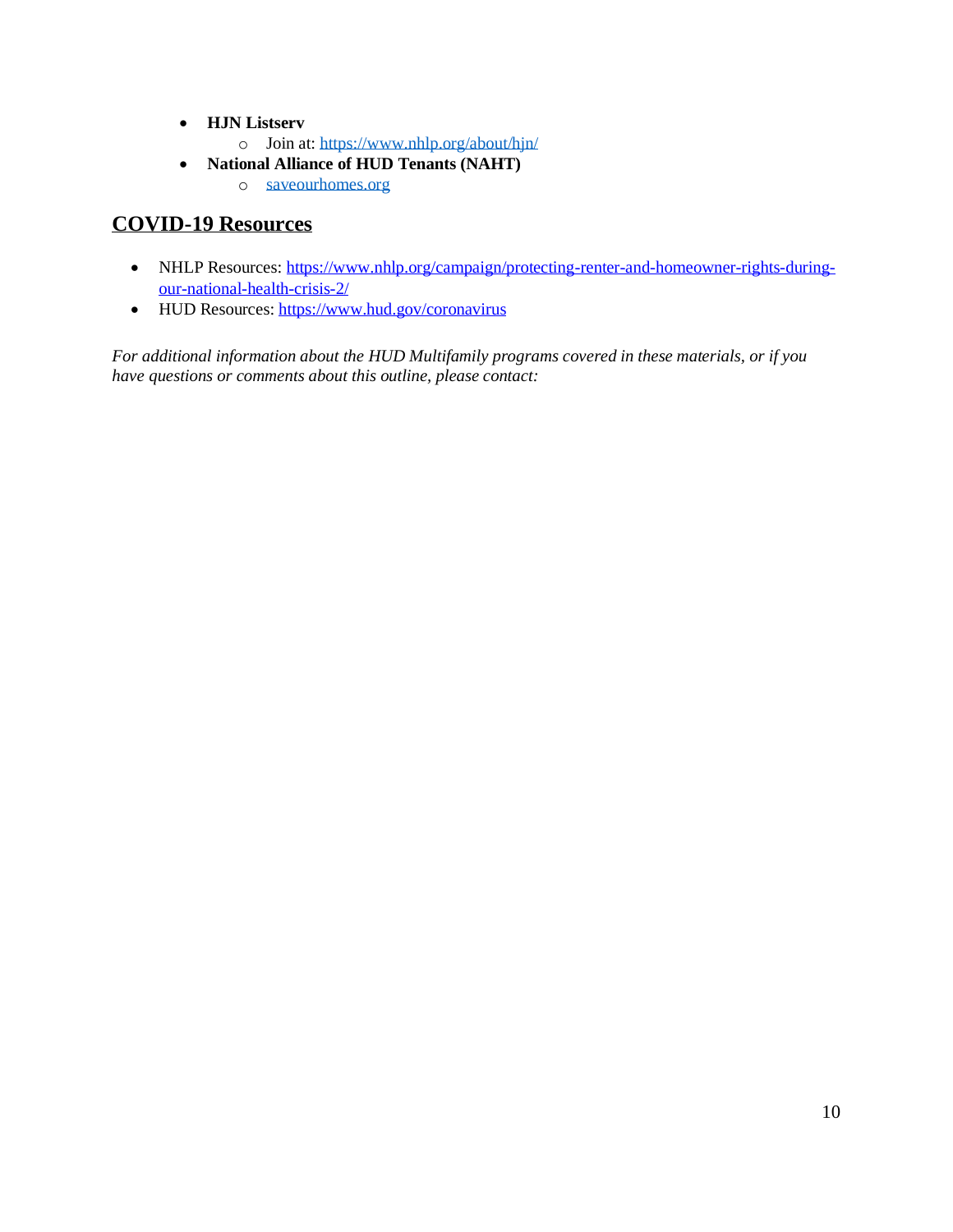- **HJN Listserv**
    - Join at: https://www.nhlp.org/about/hjn/
- **National Alliance of HUD Tenants (NAHT)**
    - saveourhomes.org

## COVID-19 Resources

- NHLP Resources: https://www.nhlp.org/campaign/protecting-renter-and-homeowner-rights-during-our-national-health-crisis-2/
- HUD Resources: https://www.hud.gov/coronavirus

*For additional information about the HUD Multifamily programs covered in these materials, or if you have questions or comments about this outline, please contact:*